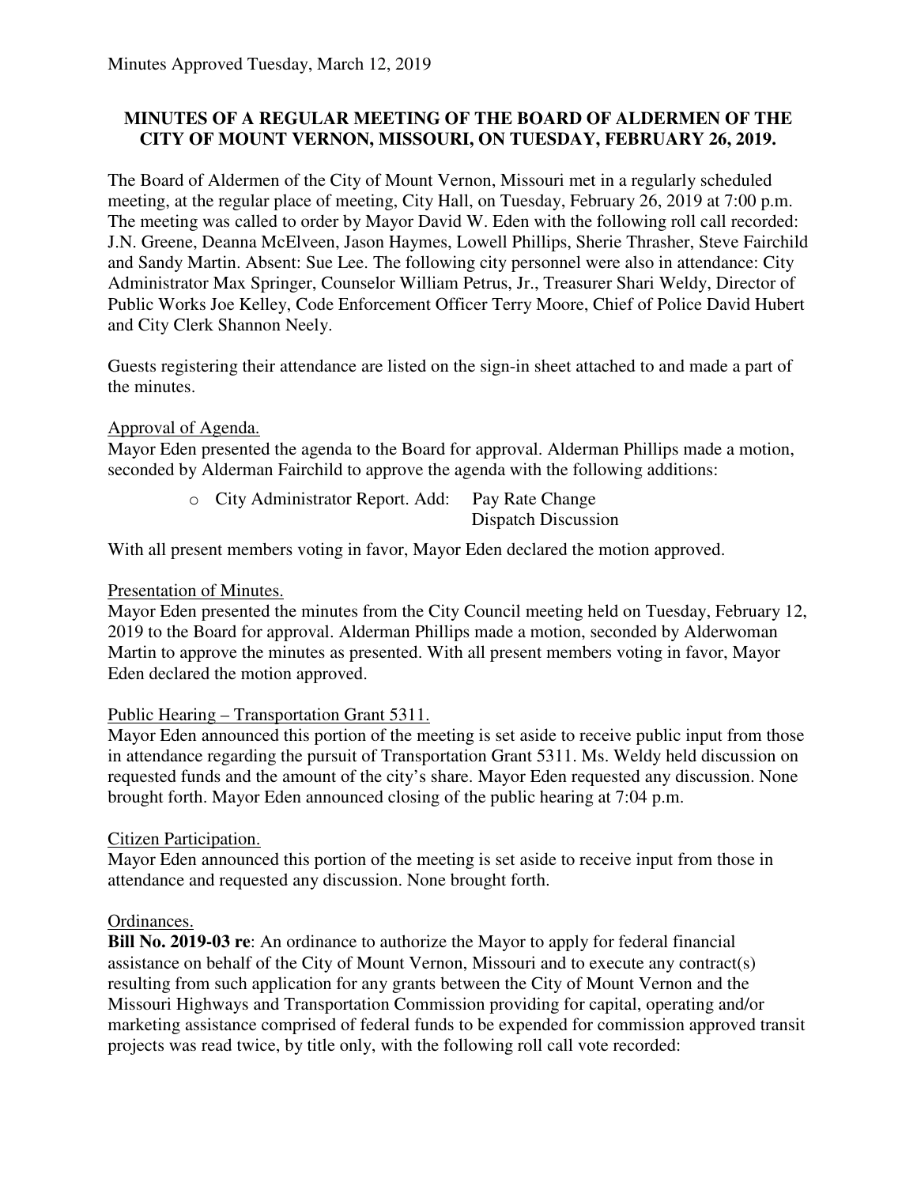Minutes Approved Tuesday, March 12, 2019

## MINUTES OF A REGULAR MEETING OF THE BOARD OF ALDERMEN OF THE CITY OF MOUNT VERNON, MISSOURI, ON TUESDAY, FEBRUARY 26, 2019.

The Board of Aldermen of the City of Mount Vernon, Missouri met in a regularly scheduled meeting, at the regular place of meeting, City Hall, on Tuesday, February 26, 2019 at 7:00 p.m. The meeting was called to order by Mayor David W. Eden with the following roll call recorded: J.N. Greene, Deanna McElveen, Jason Haymes, Lowell Phillips, Sherie Thrasher, Steve Fairchild and Sandy Martin. Absent: Sue Lee. The following city personnel were also in attendance: City Administrator Max Springer, Counselor William Petrus, Jr., Treasurer Shari Weldy, Director of Public Works Joe Kelley, Code Enforcement Officer Terry Moore, Chief of Police David Hubert and City Clerk Shannon Neely.

Guests registering their attendance are listed on the sign-in sheet attached to and made a part of the minutes.

Approval of Agenda.

Mayor Eden presented the agenda to the Board for approval. Alderman Phillips made a motion, seconded by Alderman Fairchild to approve the agenda with the following additions:

- City Administrator Report. Add: Pay Rate Change
  Dispatch Discussion

With all present members voting in favor, Mayor Eden declared the motion approved.

Presentation of Minutes.

Mayor Eden presented the minutes from the City Council meeting held on Tuesday, February 12, 2019 to the Board for approval. Alderman Phillips made a motion, seconded by Alderwoman Martin to approve the minutes as presented. With all present members voting in favor, Mayor Eden declared the motion approved.

Public Hearing – Transportation Grant 5311.

Mayor Eden announced this portion of the meeting is set aside to receive public input from those in attendance regarding the pursuit of Transportation Grant 5311. Ms. Weldy held discussion on requested funds and the amount of the city's share. Mayor Eden requested any discussion. None brought forth. Mayor Eden announced closing of the public hearing at 7:04 p.m.

Citizen Participation.

Mayor Eden announced this portion of the meeting is set aside to receive input from those in attendance and requested any discussion. None brought forth.

Ordinances.

**Bill No. 2019-03 re**: An ordinance to authorize the Mayor to apply for federal financial assistance on behalf of the City of Mount Vernon, Missouri and to execute any contract(s) resulting from such application for any grants between the City of Mount Vernon and the Missouri Highways and Transportation Commission providing for capital, operating and/or marketing assistance comprised of federal funds to be expended for commission approved transit projects was read twice, by title only, with the following roll call vote recorded: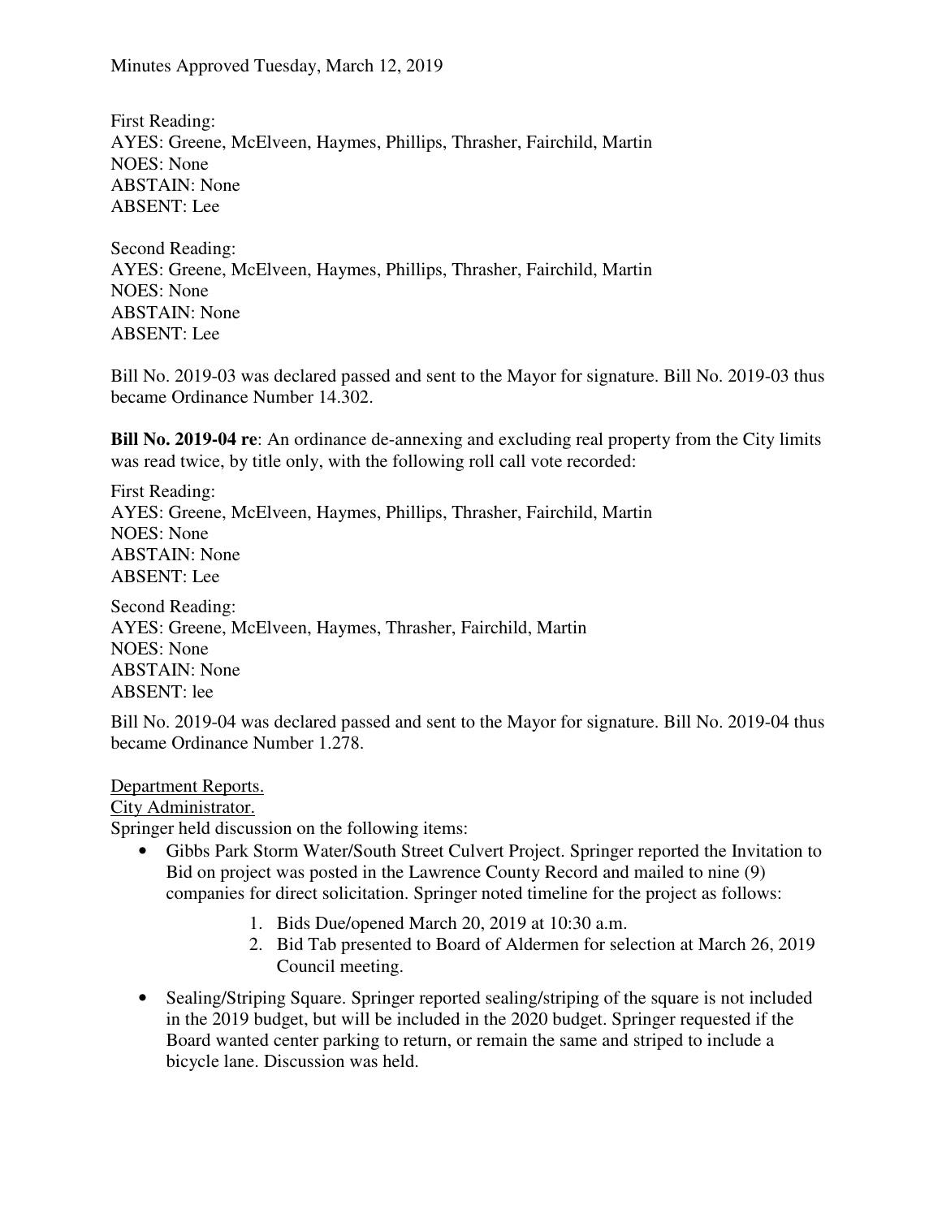Minutes Approved Tuesday, March 12, 2019

First Reading:
AYES: Greene, McElveen, Haymes, Phillips, Thrasher, Fairchild, Martin
NOES: None
ABSTAIN: None
ABSENT: Lee

Second Reading:
AYES: Greene, McElveen, Haymes, Phillips, Thrasher, Fairchild, Martin
NOES: None
ABSTAIN: None
ABSENT: Lee

Bill No. 2019-03 was declared passed and sent to the Mayor for signature. Bill No. 2019-03 thus became Ordinance Number 14.302.

**Bill No. 2019-04 re**: An ordinance de-annexing and excluding real property from the City limits was read twice, by title only, with the following roll call vote recorded:

First Reading:
AYES: Greene, McElveen, Haymes, Phillips, Thrasher, Fairchild, Martin
NOES: None
ABSTAIN: None
ABSENT: Lee

Second Reading:
AYES: Greene, McElveen, Haymes, Thrasher, Fairchild, Martin
NOES: None
ABSTAIN: None
ABSENT: lee

Bill No. 2019-04 was declared passed and sent to the Mayor for signature. Bill No. 2019-04 thus became Ordinance Number 1.278.

Department Reports.

City Administrator.

Springer held discussion on the following items:

- Gibbs Park Storm Water/South Street Culvert Project. Springer reported the Invitation to Bid on project was posted in the Lawrence County Record and mailed to nine (9) companies for direct solicitation. Springer noted timeline for the project as follows:
    1. Bids Due/opened March 20, 2019 at 10:30 a.m.
    2. Bid Tab presented to Board of Aldermen for selection at March 26, 2019 Council meeting.
- Sealing/Striping Square. Springer reported sealing/striping of the square is not included in the 2019 budget, but will be included in the 2020 budget. Springer requested if the Board wanted center parking to return, or remain the same and striped to include a bicycle lane. Discussion was held.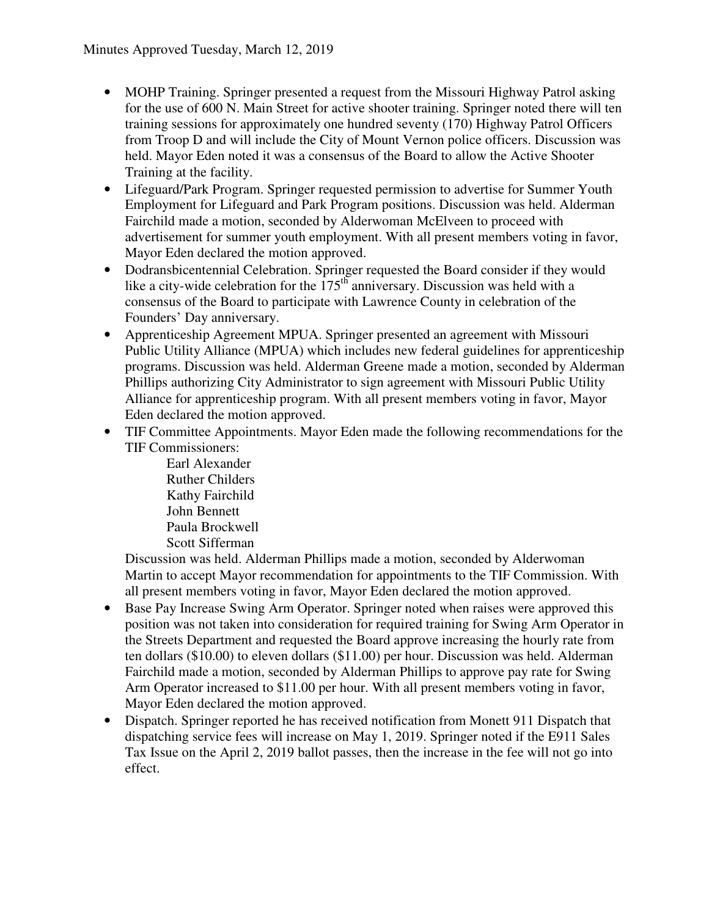- MOHP Training. Springer presented a request from the Missouri Highway Patrol asking for the use of 600 N. Main Street for active shooter training. Springer noted there will ten training sessions for approximately one hundred seventy (170) Highway Patrol Officers from Troop D and will include the City of Mount Vernon police officers. Discussion was held. Mayor Eden noted it was a consensus of the Board to allow the Active Shooter Training at the facility.
- Lifeguard/Park Program. Springer requested permission to advertise for Summer Youth Employment for Lifeguard and Park Program positions. Discussion was held. Alderman Fairchild made a motion, seconded by Alderwoman McElveen to proceed with advertisement for summer youth employment. With all present members voting in favor, Mayor Eden declared the motion approved.
- Dodransbicentennial Celebration. Springer requested the Board consider if they would like a city-wide celebration for the 175th anniversary. Discussion was held with a consensus of the Board to participate with Lawrence County in celebration of the Founders' Day anniversary.
- Apprenticeship Agreement MPUA. Springer presented an agreement with Missouri Public Utility Alliance (MPUA) which includes new federal guidelines for apprenticeship programs. Discussion was held. Alderman Greene made a motion, seconded by Alderman Phillips authorizing City Administrator to sign agreement with Missouri Public Utility Alliance for apprenticeship program. With all present members voting in favor, Mayor Eden declared the motion approved.
- TIF Committee Appointments. Mayor Eden made the following recommendations for the TIF Commissioners:

  Earl Alexander
  Ruther Childers
  Kathy Fairchild
  John Bennett
  Paula Brockwell
  Scott Sifferman

  Discussion was held. Alderman Phillips made a motion, seconded by Alderwoman Martin to accept Mayor recommendation for appointments to the TIF Commission. With all present members voting in favor, Mayor Eden declared the motion approved.
- Base Pay Increase Swing Arm Operator. Springer noted when raises were approved this position was not taken into consideration for required training for Swing Arm Operator in the Streets Department and requested the Board approve increasing the hourly rate from ten dollars ($10.00) to eleven dollars ($11.00) per hour. Discussion was held. Alderman Fairchild made a motion, seconded by Alderman Phillips to approve pay rate for Swing Arm Operator increased to $11.00 per hour. With all present members voting in favor, Mayor Eden declared the motion approved.
- Dispatch. Springer reported he has received notification from Monett 911 Dispatch that dispatching service fees will increase on May 1, 2019. Springer noted if the E911 Sales Tax Issue on the April 2, 2019 ballot passes, then the increase in the fee will not go into effect.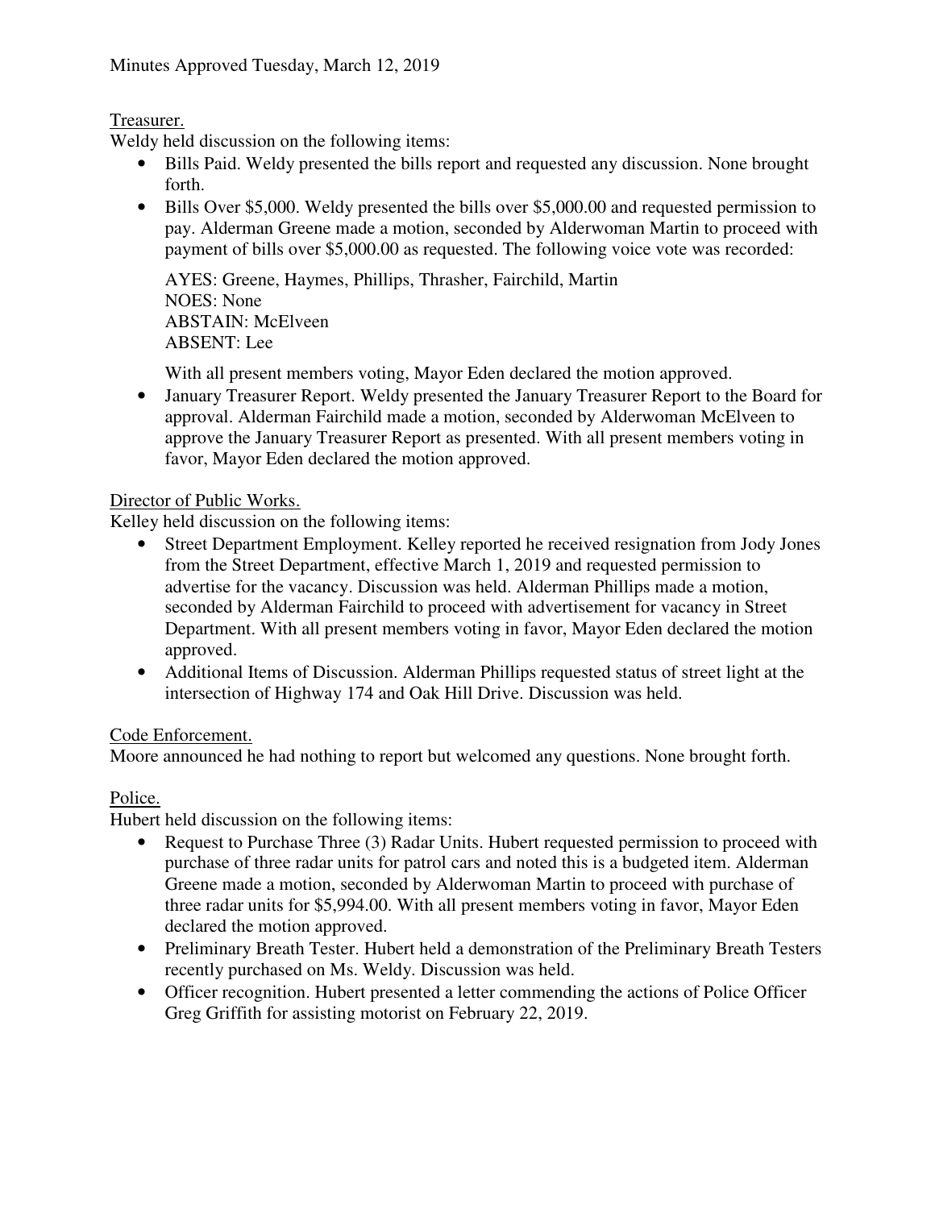Minutes Approved Tuesday, March 12, 2019

Treasurer.

Weldy held discussion on the following items:

- Bills Paid. Weldy presented the bills report and requested any discussion. None brought forth.
- Bills Over $5,000. Weldy presented the bills over $5,000.00 and requested permission to pay. Alderman Greene made a motion, seconded by Alderwoman Martin to proceed with payment of bills over $5,000.00 as requested. The following voice vote was recorded:

  AYES: Greene, Haymes, Phillips, Thrasher, Fairchild, Martin
  NOES: None
  ABSTAIN: McElveen
  ABSENT: Lee

  With all present members voting, Mayor Eden declared the motion approved.
- January Treasurer Report. Weldy presented the January Treasurer Report to the Board for approval. Alderman Fairchild made a motion, seconded by Alderwoman McElveen to approve the January Treasurer Report as presented. With all present members voting in favor, Mayor Eden declared the motion approved.

Director of Public Works.

Kelley held discussion on the following items:

- Street Department Employment. Kelley reported he received resignation from Jody Jones from the Street Department, effective March 1, 2019 and requested permission to advertise for the vacancy. Discussion was held. Alderman Phillips made a motion, seconded by Alderman Fairchild to proceed with advertisement for vacancy in Street Department. With all present members voting in favor, Mayor Eden declared the motion approved.
- Additional Items of Discussion. Alderman Phillips requested status of street light at the intersection of Highway 174 and Oak Hill Drive. Discussion was held.

Code Enforcement.

Moore announced he had nothing to report but welcomed any questions. None brought forth.

Police.

Hubert held discussion on the following items:

- Request to Purchase Three (3) Radar Units. Hubert requested permission to proceed with purchase of three radar units for patrol cars and noted this is a budgeted item. Alderman Greene made a motion, seconded by Alderwoman Martin to proceed with purchase of three radar units for $5,994.00. With all present members voting in favor, Mayor Eden declared the motion approved.
- Preliminary Breath Tester. Hubert held a demonstration of the Preliminary Breath Testers recently purchased on Ms. Weldy. Discussion was held.
- Officer recognition. Hubert presented a letter commending the actions of Police Officer Greg Griffith for assisting motorist on February 22, 2019.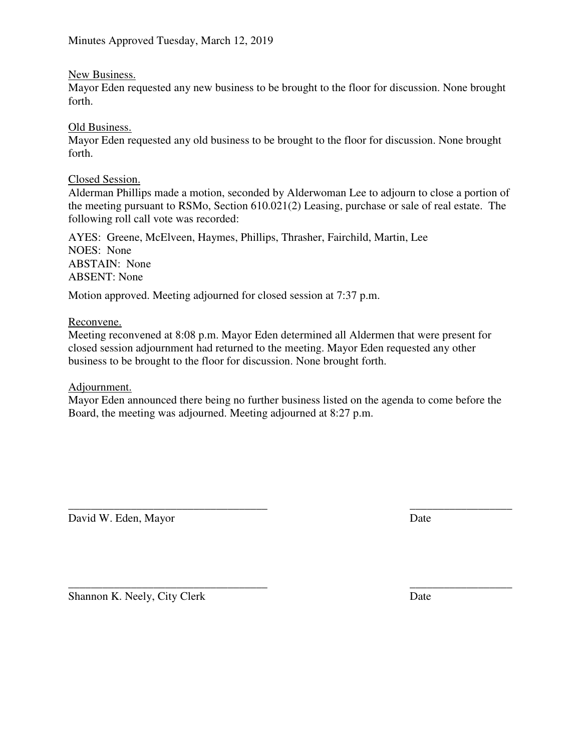Minutes Approved Tuesday, March 12, 2019

New Business.

Mayor Eden requested any new business to be brought to the floor for discussion. None brought forth.

Old Business.

Mayor Eden requested any old business to be brought to the floor for discussion. None brought forth.

Closed Session.

Alderman Phillips made a motion, seconded by Alderwoman Lee to adjourn to close a portion of the meeting pursuant to RSMo, Section 610.021(2) Leasing, purchase or sale of real estate. The following roll call vote was recorded:

AYES: Greene, McElveen, Haymes, Phillips, Thrasher, Fairchild, Martin, Lee
NOES: None
ABSTAIN: None
ABSENT: None

Motion approved. Meeting adjourned for closed session at 7:37 p.m.

Reconvene.

Meeting reconvened at 8:08 p.m. Mayor Eden determined all Aldermen that were present for closed session adjournment had returned to the meeting. Mayor Eden requested any other business to be brought to the floor for discussion. None brought forth.

Adjournment.

Mayor Eden announced there being no further business listed on the agenda to come before the Board, the meeting was adjourned. Meeting adjourned at 8:27 p.m.

___________________________________ ______________

David W. Eden, Mayor Date

___________________________________ ______________

Shannon K. Neely, City Clerk Date